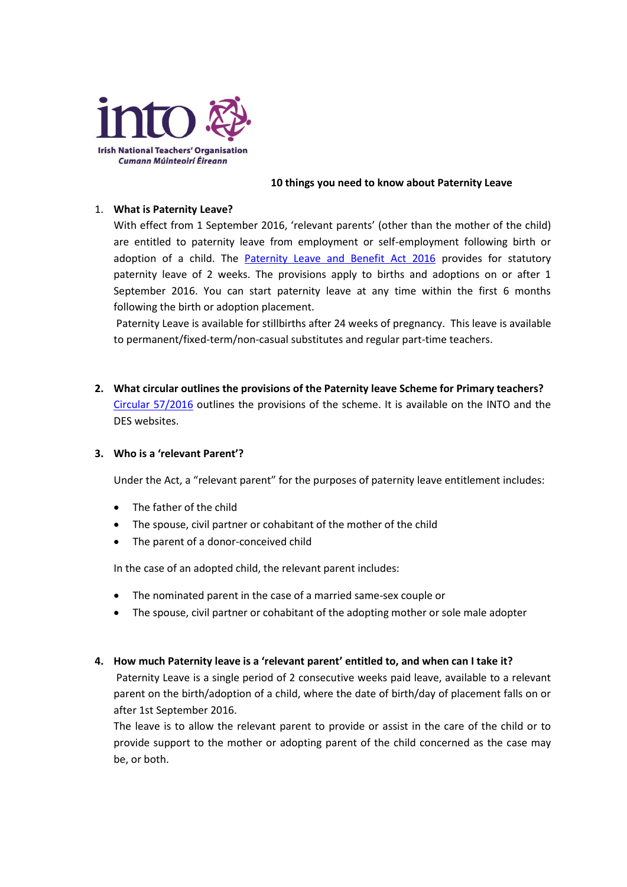Irish National Teachers' Organisation
*Cumann Múinteoirí Éireann*

# 10 things you need to know about Paternity Leave

1. **What is Paternity Leave?**

   With effect from 1 September 2016, 'relevant parents' (other than the mother of the child) are entitled to paternity leave from employment or self-employment following birth or adoption of a child. The Paternity Leave and Benefit Act 2016 provides for statutory paternity leave of 2 weeks. The provisions apply to births and adoptions on or after 1 September 2016. You can start paternity leave at any time within the first 6 months following the birth or adoption placement.

   Paternity Leave is available for stillbirths after 24 weeks of pregnancy. This leave is available to permanent/fixed-term/non-casual substitutes and regular part-time teachers.

2. **What circular outlines the provisions of the Paternity leave Scheme for Primary teachers?**

   Circular 57/2016 outlines the provisions of the scheme. It is available on the INTO and the DES websites.

3. **Who is a 'relevant Parent'?**

   Under the Act, a "relevant parent" for the purposes of paternity leave entitlement includes:

   - The father of the child
   - The spouse, civil partner or cohabitant of the mother of the child
   - The parent of a donor-conceived child

   In the case of an adopted child, the relevant parent includes:

   - The nominated parent in the case of a married same-sex couple or
   - The spouse, civil partner or cohabitant of the adopting mother or sole male adopter

4. **How much Paternity leave is a 'relevant parent' entitled to, and when can I take it?**

   Paternity Leave is a single period of 2 consecutive weeks paid leave, available to a relevant parent on the birth/adoption of a child, where the date of birth/day of placement falls on or after 1st September 2016.

   The leave is to allow the relevant parent to provide or assist in the care of the child or to provide support to the mother or adopting parent of the child concerned as the case may be, or both.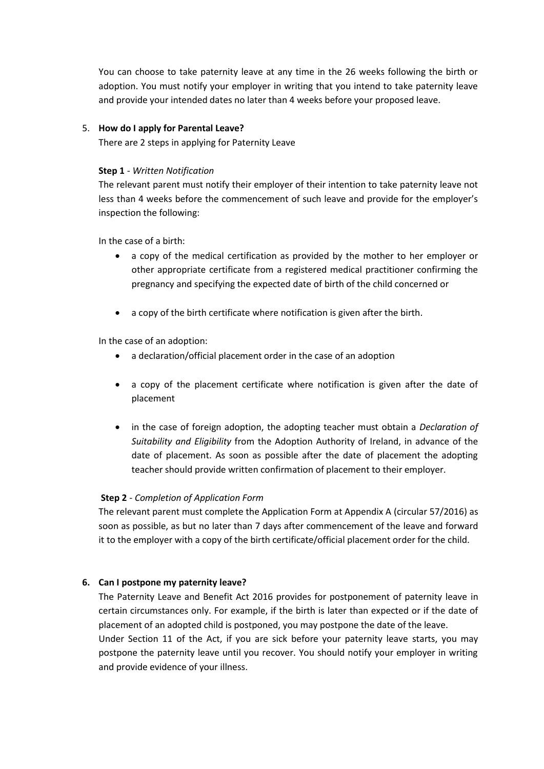You can choose to take paternity leave at any time in the 26 weeks following the birth or adoption. You must notify your employer in writing that you intend to take paternity leave and provide your intended dates no later than 4 weeks before your proposed leave.

5. **How do I apply for Parental Leave?**

   There are 2 steps in applying for Paternity Leave

   **Step 1** - *Written Notification*

   The relevant parent must notify their employer of their intention to take paternity leave not less than 4 weeks before the commencement of such leave and provide for the employer's inspection the following:

   In the case of a birth:

   - a copy of the medical certification as provided by the mother to her employer or other appropriate certificate from a registered medical practitioner confirming the pregnancy and specifying the expected date of birth of the child concerned or
   - a copy of the birth certificate where notification is given after the birth.

   In the case of an adoption:

   - a declaration/official placement order in the case of an adoption
   - a copy of the placement certificate where notification is given after the date of placement
   - in the case of foreign adoption, the adopting teacher must obtain a *Declaration of Suitability and Eligibility* from the Adoption Authority of Ireland, in advance of the date of placement. As soon as possible after the date of placement the adopting teacher should provide written confirmation of placement to their employer.

   **Step 2** - *Completion of Application Form*

   The relevant parent must complete the Application Form at Appendix A (circular 57/2016) as soon as possible, as but no later than 7 days after commencement of the leave and forward it to the employer with a copy of the birth certificate/official placement order for the child.

6. **Can I postpone my paternity leave?**

   The Paternity Leave and Benefit Act 2016 provides for postponement of paternity leave in certain circumstances only. For example, if the birth is later than expected or if the date of placement of an adopted child is postponed, you may postpone the date of the leave.

   Under Section 11 of the Act, if you are sick before your paternity leave starts, you may postpone the paternity leave until you recover. You should notify your employer in writing and provide evidence of your illness.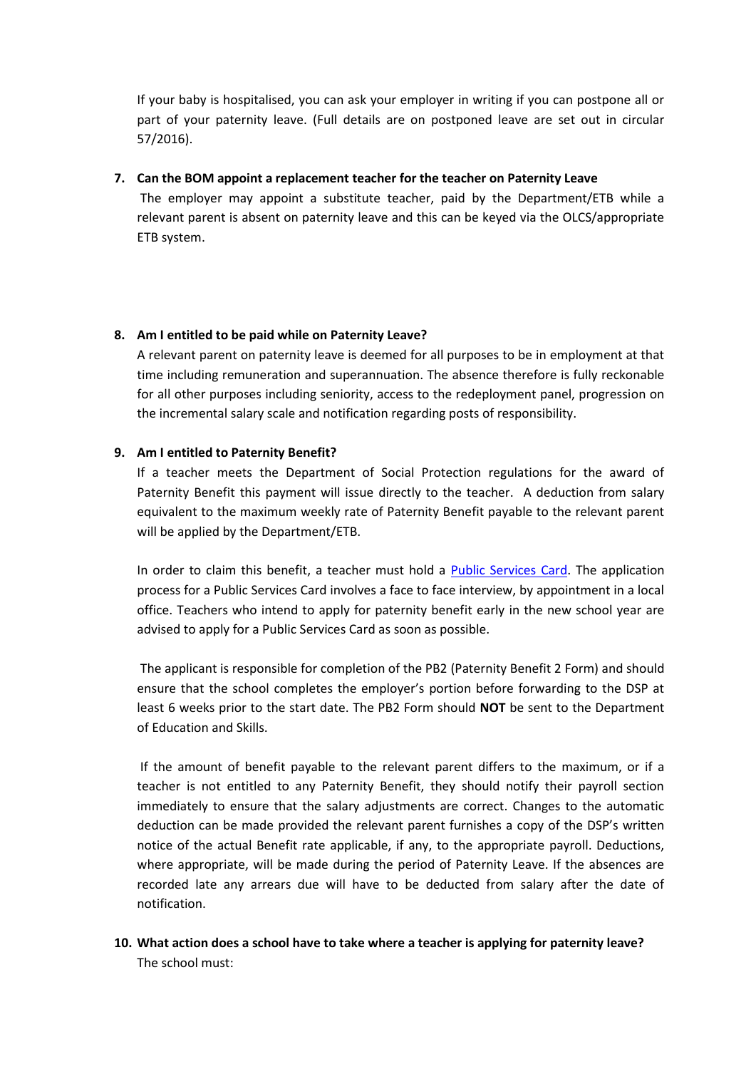If your baby is hospitalised, you can ask your employer in writing if you can postpone all or part of your paternity leave. (Full details are on postponed leave are set out in circular 57/2016).

7. **Can the BOM appoint a replacement teacher for the teacher on Paternity Leave**

   The employer may appoint a substitute teacher, paid by the Department/ETB while a relevant parent is absent on paternity leave and this can be keyed via the OLCS/appropriate ETB system.

8. **Am I entitled to be paid while on Paternity Leave?**

   A relevant parent on paternity leave is deemed for all purposes to be in employment at that time including remuneration and superannuation. The absence therefore is fully reckonable for all other purposes including seniority, access to the redeployment panel, progression on the incremental salary scale and notification regarding posts of responsibility.

9. **Am I entitled to Paternity Benefit?**

   If a teacher meets the Department of Social Protection regulations for the award of Paternity Benefit this payment will issue directly to the teacher. A deduction from salary equivalent to the maximum weekly rate of Paternity Benefit payable to the relevant parent will be applied by the Department/ETB.

   In order to claim this benefit, a teacher must hold a [Public Services Card](). The application process for a Public Services Card involves a face to face interview, by appointment in a local office. Teachers who intend to apply for paternity benefit early in the new school year are advised to apply for a Public Services Card as soon as possible.

   The applicant is responsible for completion of the PB2 (Paternity Benefit 2 Form) and should ensure that the school completes the employer's portion before forwarding to the DSP at least 6 weeks prior to the start date. The PB2 Form should **NOT** be sent to the Department of Education and Skills.

   If the amount of benefit payable to the relevant parent differs to the maximum, or if a teacher is not entitled to any Paternity Benefit, they should notify their payroll section immediately to ensure that the salary adjustments are correct. Changes to the automatic deduction can be made provided the relevant parent furnishes a copy of the DSP's written notice of the actual Benefit rate applicable, if any, to the appropriate payroll. Deductions, where appropriate, will be made during the period of Paternity Leave. If the absences are recorded late any arrears due will have to be deducted from salary after the date of notification.

10. **What action does a school have to take where a teacher is applying for paternity leave?**

    The school must: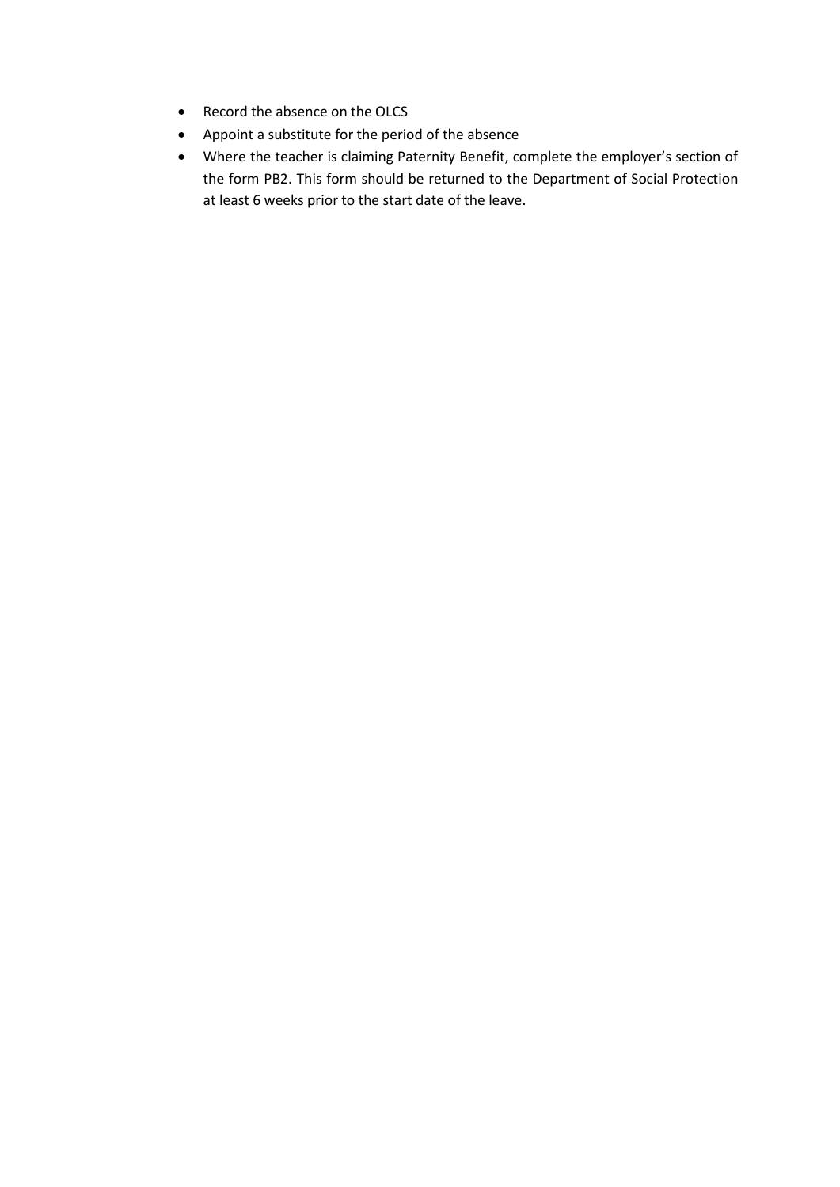- Record the absence on the OLCS
- Appoint a substitute for the period of the absence
- Where the teacher is claiming Paternity Benefit, complete the employer's section of the form PB2. This form should be returned to the Department of Social Protection at least 6 weeks prior to the start date of the leave.